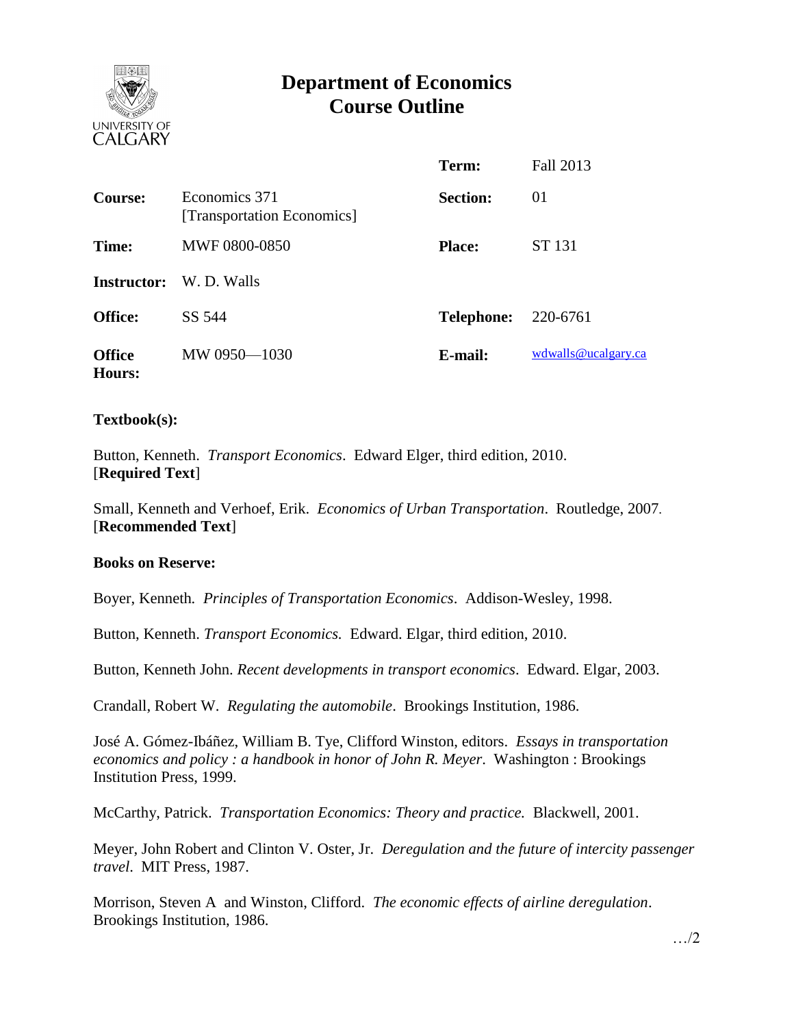# Department of Economics
# Course Outline

| | | | |
|---|---|---|---|
| | | **Term:** | Fall 2013 |
| **Course:** | Economics 371 [Transportation Economics] | **Section:** | 01 |
| **Time:** | MWF 0800-0850 | **Place:** | ST 131 |
| **Instructor:** | W. D. Walls | | |
| **Office:** | SS 544 | **Telephone:** | 220-6761 |
| **Office Hours:** | MW 0950—1030 | **E-mail:** | wdwalls@ucalgary.ca |

**Textbook(s):**

Button, Kenneth. *Transport Economics*. Edward Elger, third edition, 2010.
[**Required Text**]

Small, Kenneth and Verhoef, Erik. *Economics of Urban Transportation*. Routledge, 2007.
[**Recommended Text**]

**Books on Reserve:**

Boyer, Kenneth. *Principles of Transportation Economics*. Addison-Wesley, 1998.

Button, Kenneth. *Transport Economics.* Edward. Elgar, third edition, 2010.

Button, Kenneth John. *Recent developments in transport economics*. Edward. Elgar, 2003.

Crandall, Robert W. *Regulating the automobile*. Brookings Institution, 1986.

José A. Gómez-Ibáñez, William B. Tye, Clifford Winston, editors. *Essays in transportation economics and policy : a handbook in honor of John R. Meyer*. Washington : Brookings Institution Press, 1999.

McCarthy, Patrick. *Transportation Economics: Theory and practice.* Blackwell, 2001.

Meyer, John Robert and Clinton V. Oster, Jr. *Deregulation and the future of intercity passenger travel*. MIT Press, 1987.

Morrison, Steven A and Winston, Clifford. *The economic effects of airline deregulation*. Brookings Institution, 1986.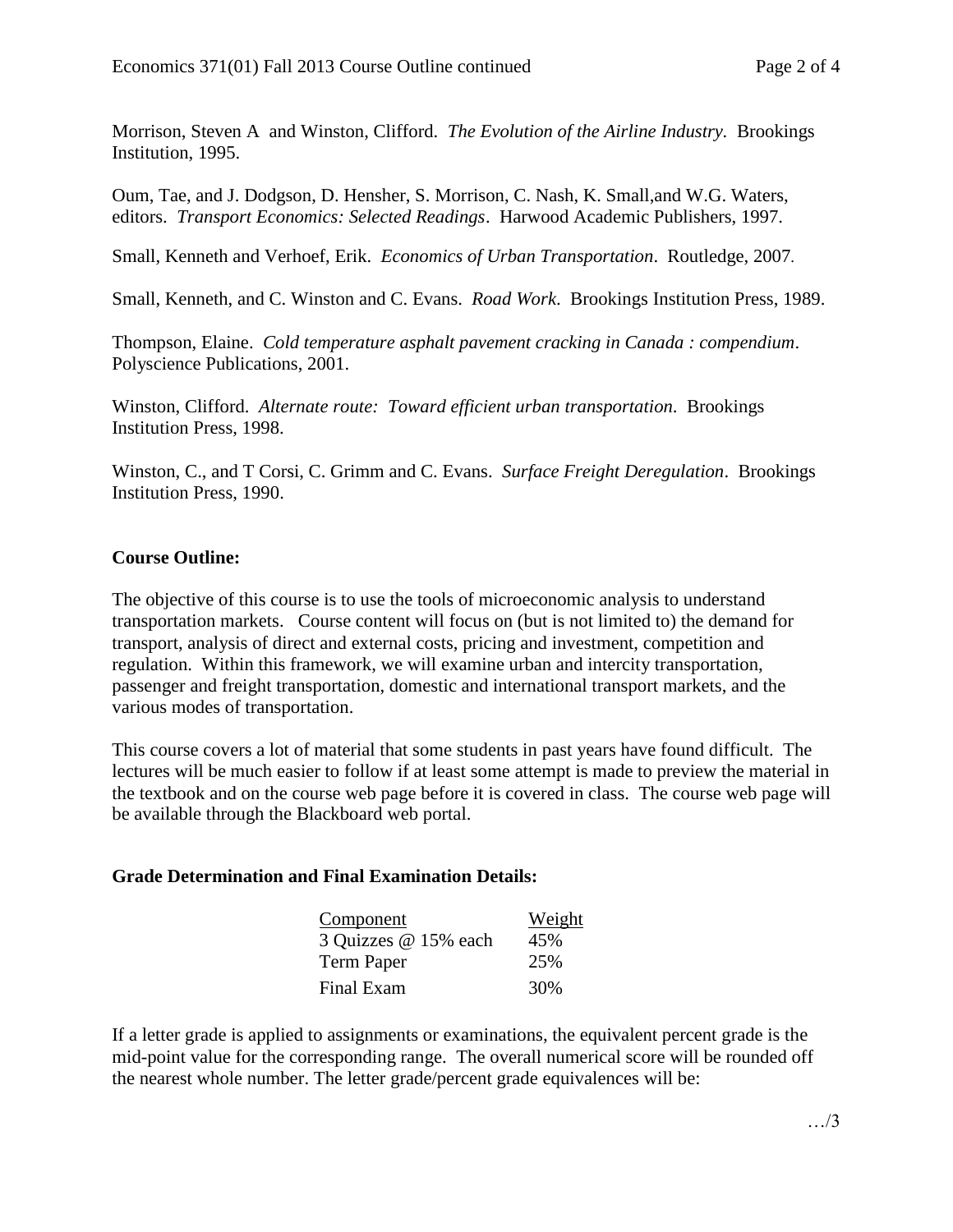Morrison, Steven A and Winston, Clifford. *The Evolution of the Airline Industry*. Brookings Institution, 1995.

Oum, Tae, and J. Dodgson, D. Hensher, S. Morrison, C. Nash, K. Small,and W.G. Waters, editors. *Transport Economics: Selected Readings*. Harwood Academic Publishers, 1997.

Small, Kenneth and Verhoef, Erik. *Economics of Urban Transportation*. Routledge, 2007.

Small, Kenneth, and C. Winston and C. Evans. *Road Work*. Brookings Institution Press, 1989.

Thompson, Elaine. *Cold temperature asphalt pavement cracking in Canada : compendium*. Polyscience Publications, 2001.

Winston, Clifford. *Alternate route: Toward efficient urban transportation*. Brookings Institution Press, 1998.

Winston, C., and T Corsi, C. Grimm and C. Evans. *Surface Freight Deregulation*. Brookings Institution Press, 1990.

**Course Outline:**

The objective of this course is to use the tools of microeconomic analysis to understand transportation markets. Course content will focus on (but is not limited to) the demand for transport, analysis of direct and external costs, pricing and investment, competition and regulation. Within this framework, we will examine urban and intercity transportation, passenger and freight transportation, domestic and international transport markets, and the various modes of transportation.

This course covers a lot of material that some students in past years have found difficult. The lectures will be much easier to follow if at least some attempt is made to preview the material in the textbook and on the course web page before it is covered in class. The course web page will be available through the Blackboard web portal.

**Grade Determination and Final Examination Details:**

| Component | Weight |
|---|---|
| 3 Quizzes @ 15% each | 45% |
| Term Paper | 25% |
| Final Exam | 30% |

If a letter grade is applied to assignments or examinations, the equivalent percent grade is the mid-point value for the corresponding range. The overall numerical score will be rounded off the nearest whole number. The letter grade/percent grade equivalences will be: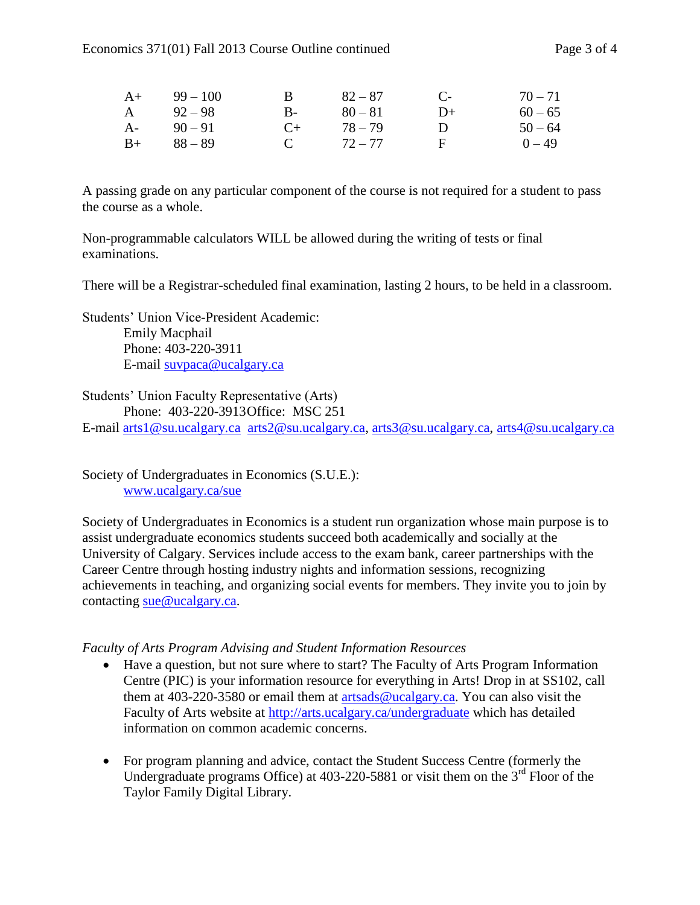| | | | | | | | |
|---|---|---|---|---|---|---|---|
| A+ | 99 – 100 | B | 82 – 87 | C- | 70 – 71 | | |
| A | 92 – 98 | B- | 80 – 81 | D+ | 60 – 65 | | |
| A- | 90 – 91 | C+ | 78 – 79 | D | 50 – 64 | | |
| B+ | 88 – 89 | C | 72 – 77 | F | 0 – 49 | | |

A passing grade on any particular component of the course is not required for a student to pass the course as a whole.

Non-programmable calculators WILL be allowed during the writing of tests or final examinations.

There will be a Registrar-scheduled final examination, lasting 2 hours, to be held in a classroom.

Students' Union Vice-President Academic:
Emily Macphail
Phone: 403-220-3911
E-mail suvpaca@ucalgary.ca

Students' Union Faculty Representative (Arts)
Phone: 403-220-3913Office: MSC 251
E-mail arts1@su.ucalgary.ca arts2@su.ucalgary.ca, arts3@su.ucalgary.ca, arts4@su.ucalgary.ca

Society of Undergraduates in Economics (S.U.E.):
www.ucalgary.ca/sue

Society of Undergraduates in Economics is a student run organization whose main purpose is to assist undergraduate economics students succeed both academically and socially at the University of Calgary. Services include access to the exam bank, career partnerships with the Career Centre through hosting industry nights and information sessions, recognizing achievements in teaching, and organizing social events for members. They invite you to join by contacting sue@ucalgary.ca.

*Faculty of Arts Program Advising and Student Information Resources*

- Have a question, but not sure where to start? The Faculty of Arts Program Information Centre (PIC) is your information resource for everything in Arts! Drop in at SS102, call them at 403-220-3580 or email them at artsads@ucalgary.ca. You can also visit the Faculty of Arts website at http://arts.ucalgary.ca/undergraduate which has detailed information on common academic concerns.

- For program planning and advice, contact the Student Success Centre (formerly the Undergraduate programs Office) at 403-220-5881 or visit them on the 3rd Floor of the Taylor Family Digital Library.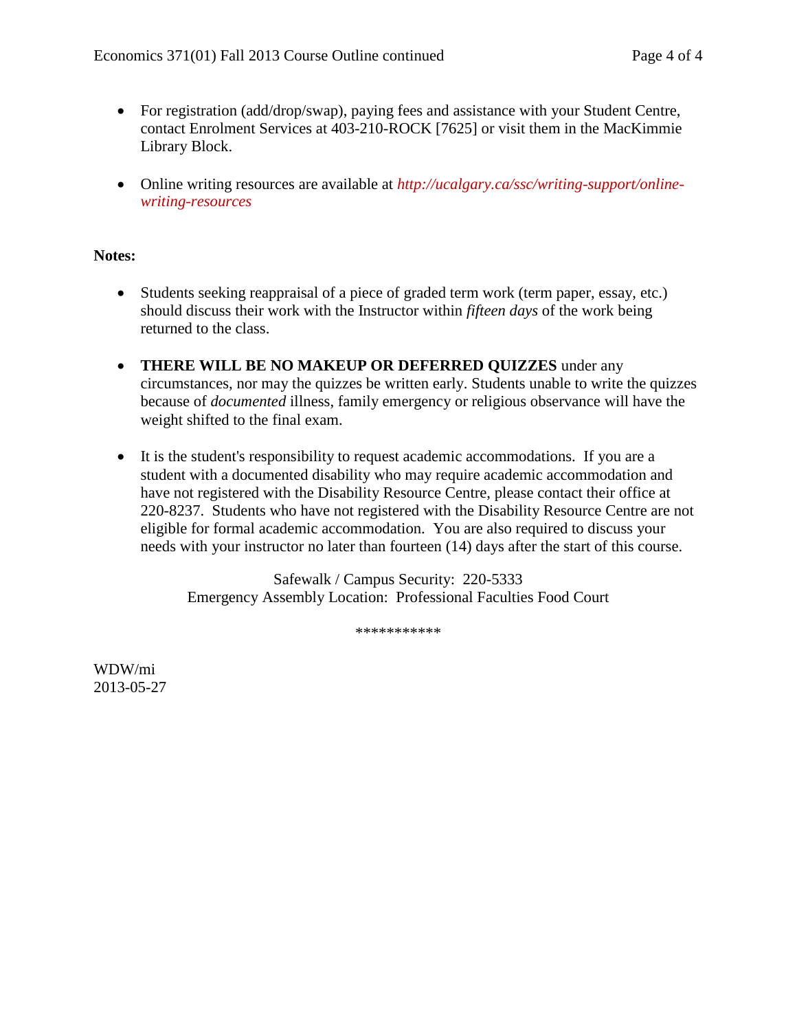- For registration (add/drop/swap), paying fees and assistance with your Student Centre, contact Enrolment Services at 403-210-ROCK [7625] or visit them in the MacKimmie Library Block.

- Online writing resources are available at *http://ucalgary.ca/ssc/writing-support/online-writing-resources*

**Notes:**

- Students seeking reappraisal of a piece of graded term work (term paper, essay, etc.) should discuss their work with the Instructor within *fifteen days* of the work being returned to the class.

- **THERE WILL BE NO MAKEUP OR DEFERRED QUIZZES** under any circumstances, nor may the quizzes be written early. Students unable to write the quizzes because of *documented* illness, family emergency or religious observance will have the weight shifted to the final exam.

- It is the student's responsibility to request academic accommodations. If you are a student with a documented disability who may require academic accommodation and have not registered with the Disability Resource Centre, please contact their office at 220-8237. Students who have not registered with the Disability Resource Centre are not eligible for formal academic accommodation. You are also required to discuss your needs with your instructor no later than fourteen (14) days after the start of this course.

Safewalk / Campus Security: 220-5333
Emergency Assembly Location: Professional Faculties Food Court

***********

WDW/mi
2013-05-27